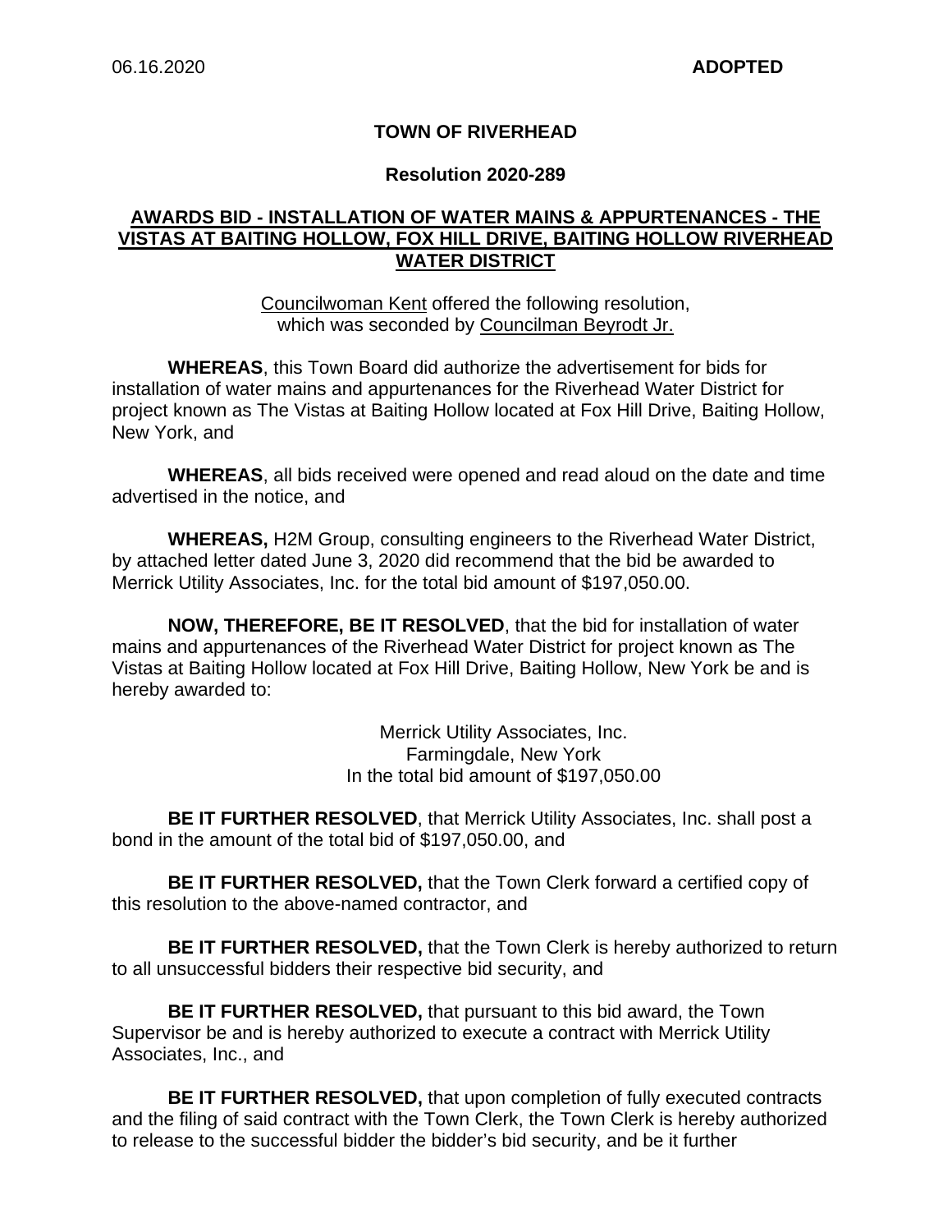06.16.2020 **ADOPTED**

**TOWN OF RIVERHEAD**

**Resolution 2020-289**

**AWARDS BID - INSTALLATION OF WATER MAINS & APPURTENANCES - THE VISTAS AT BAITING HOLLOW, FOX HILL DRIVE, BAITING HOLLOW RIVERHEAD WATER DISTRICT**

Councilwoman Kent offered the following resolution, which was seconded by Councilman Beyrodt Jr.

**WHEREAS**, this Town Board did authorize the advertisement for bids for installation of water mains and appurtenances for the Riverhead Water District for project known as The Vistas at Baiting Hollow located at Fox Hill Drive, Baiting Hollow, New York, and

**WHEREAS**, all bids received were opened and read aloud on the date and time advertised in the notice, and

**WHEREAS,** H2M Group, consulting engineers to the Riverhead Water District, by attached letter dated June 3, 2020 did recommend that the bid be awarded to Merrick Utility Associates, Inc. for the total bid amount of $197,050.00.

**NOW, THEREFORE, BE IT RESOLVED**, that the bid for installation of water mains and appurtenances of the Riverhead Water District for project known as The Vistas at Baiting Hollow located at Fox Hill Drive, Baiting Hollow, New York be and is hereby awarded to:

Merrick Utility Associates, Inc.
Farmingdale, New York
In the total bid amount of $197,050.00

**BE IT FURTHER RESOLVED**, that Merrick Utility Associates, Inc. shall post a bond in the amount of the total bid of $197,050.00, and

**BE IT FURTHER RESOLVED,** that the Town Clerk forward a certified copy of this resolution to the above-named contractor, and

**BE IT FURTHER RESOLVED,** that the Town Clerk is hereby authorized to return to all unsuccessful bidders their respective bid security, and

**BE IT FURTHER RESOLVED,** that pursuant to this bid award, the Town Supervisor be and is hereby authorized to execute a contract with Merrick Utility Associates, Inc., and

**BE IT FURTHER RESOLVED,** that upon completion of fully executed contracts and the filing of said contract with the Town Clerk, the Town Clerk is hereby authorized to release to the successful bidder the bidder's bid security, and be it further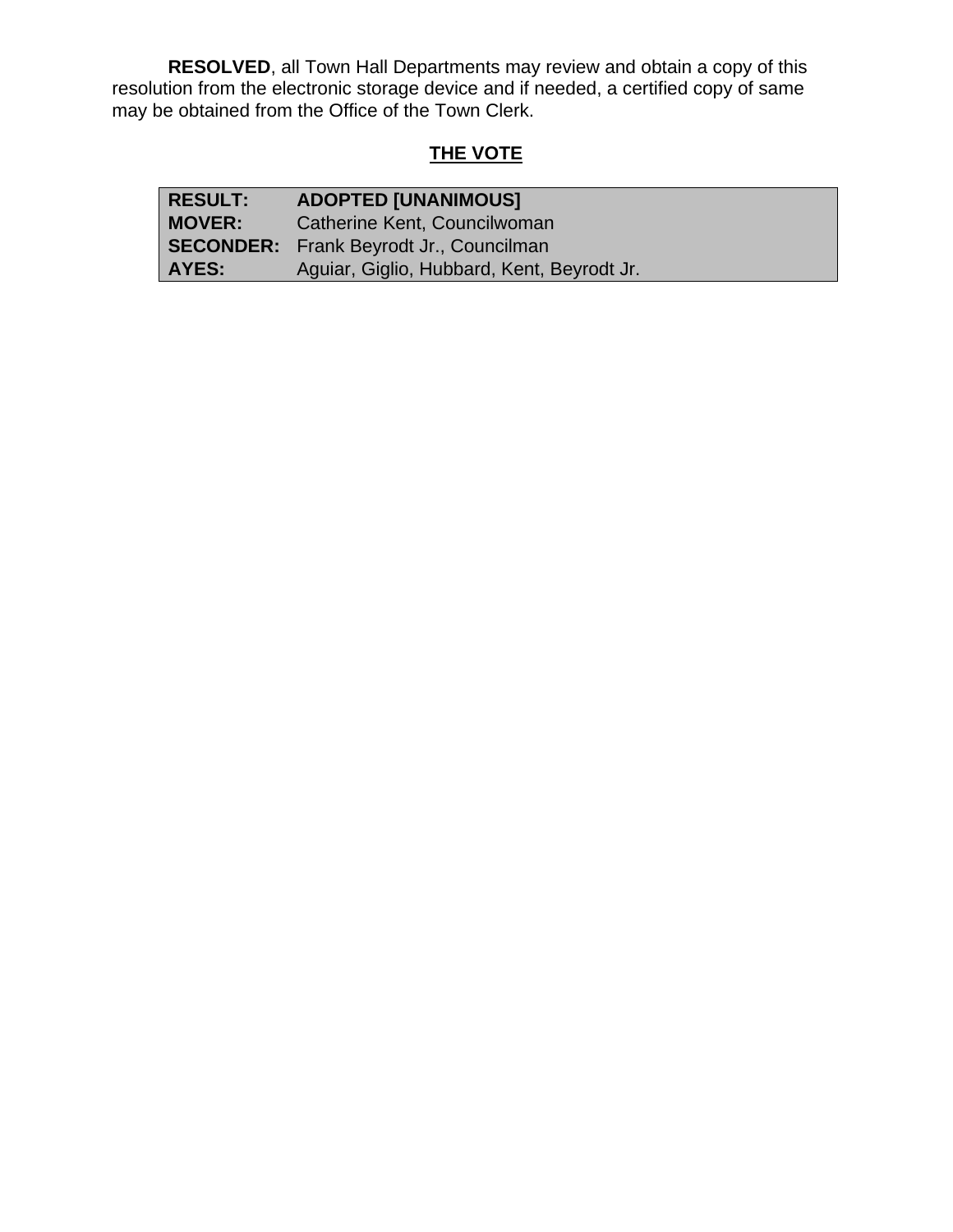**RESOLVED**, all Town Hall Departments may review and obtain a copy of this resolution from the electronic storage device and if needed, a certified copy of same may be obtained from the Office of the Town Clerk.

## THE VOTE

| | |
|---|---|
| **RESULT:** | **ADOPTED [UNANIMOUS]** |
| **MOVER:** | Catherine Kent, Councilwoman |
| **SECONDER:** | Frank Beyrodt Jr., Councilman |
| **AYES:** | Aguiar, Giglio, Hubbard, Kent, Beyrodt Jr. |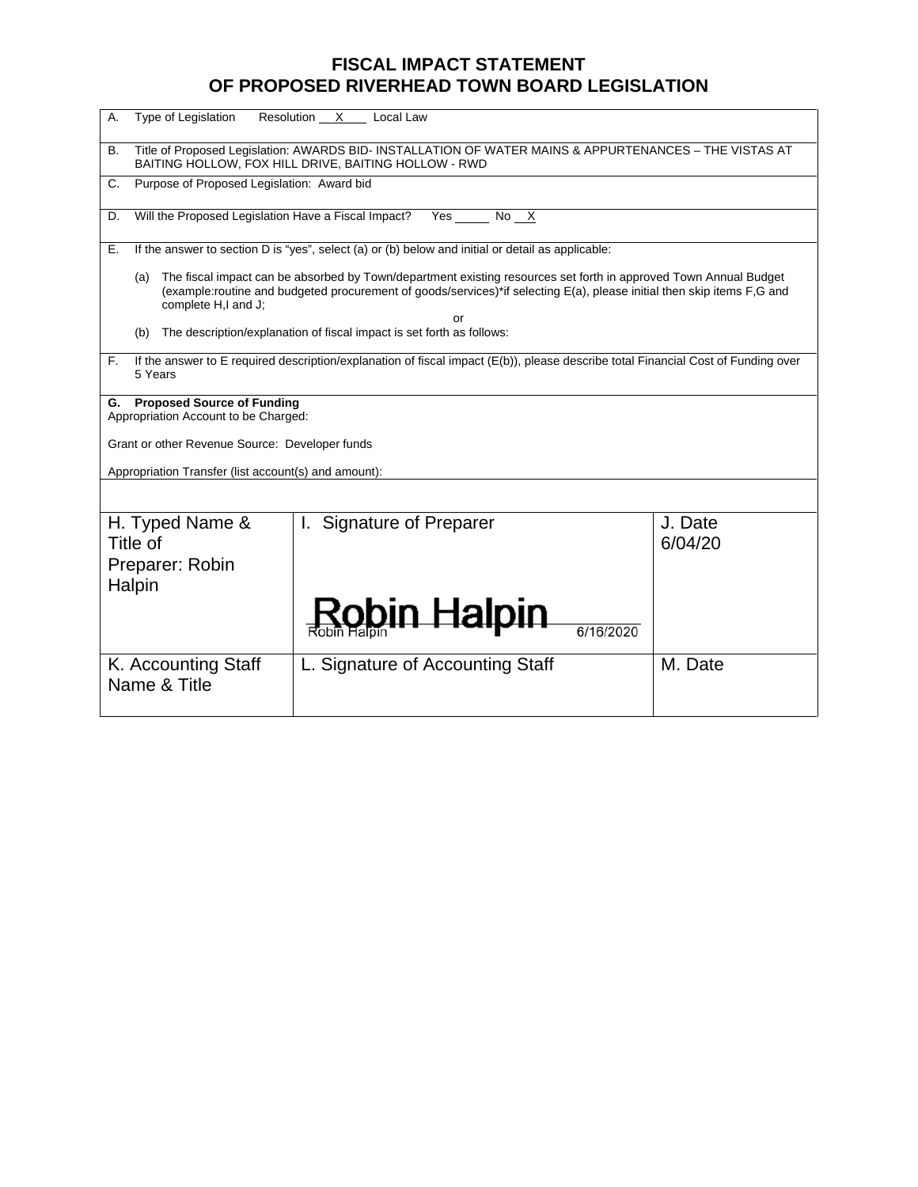# FISCAL IMPACT STATEMENT
# OF PROPOSED RIVERHEAD TOWN BOARD LEGISLATION

A. Type of Legislation Resolution __X__ Local Law

B. Title of Proposed Legislation: AWARDS BID- INSTALLATION OF WATER MAINS & APPURTENANCES – THE VISTAS AT BAITING HOLLOW, FOX HILL DRIVE, BAITING HOLLOW - RWD

C. Purpose of Proposed Legislation: Award bid

D. Will the Proposed Legislation Have a Fiscal Impact? Yes _____ No __X

E. If the answer to section D is "yes", select (a) or (b) below and initial or detail as applicable:

(a) The fiscal impact can be absorbed by Town/department existing resources set forth in approved Town Annual Budget (example:routine and budgeted procurement of goods/services)*if selecting E(a), please initial then skip items F,G and complete H,I and J;

or

(b) The description/explanation of fiscal impact is set forth as follows:

F. If the answer to E required description/explanation of fiscal impact (E(b)), please describe total Financial Cost of Funding over 5 Years

**G. Proposed Source of Funding**
Appropriation Account to be Charged:

Grant or other Revenue Source: Developer funds

Appropriation Transfer (list account(s) and amount):

| H. Typed Name & Title of Preparer: Robin Halpin | I. Signature of Preparer | J. Date 6/04/20 |
|---|---|---|
| | Robin Halpin<br>Robin Halpin 6/16/2020 | |
| K. Accounting Staff Name & Title | L. Signature of Accounting Staff | M. Date |